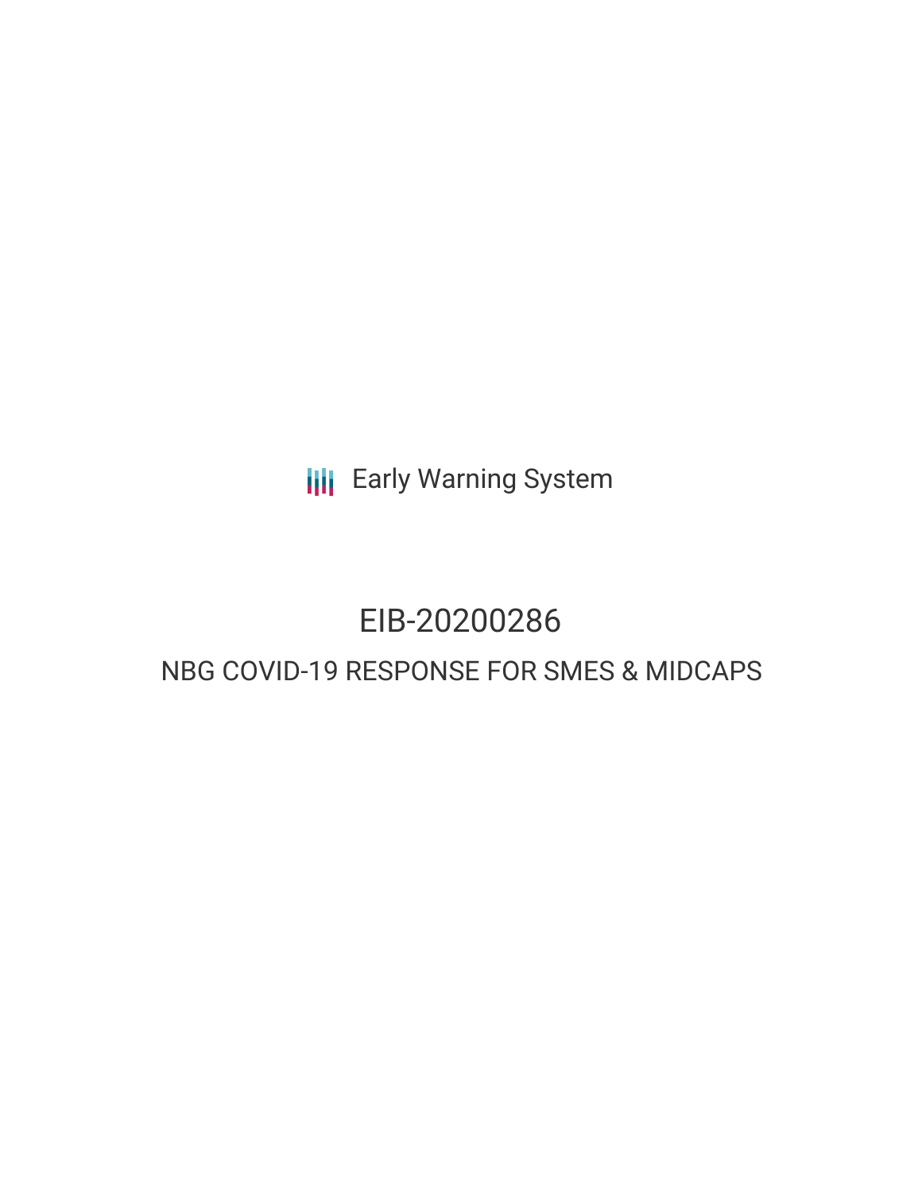Early Warning System

# EIB-20200286

## NBG COVID-19 RESPONSE FOR SMES & MIDCAPS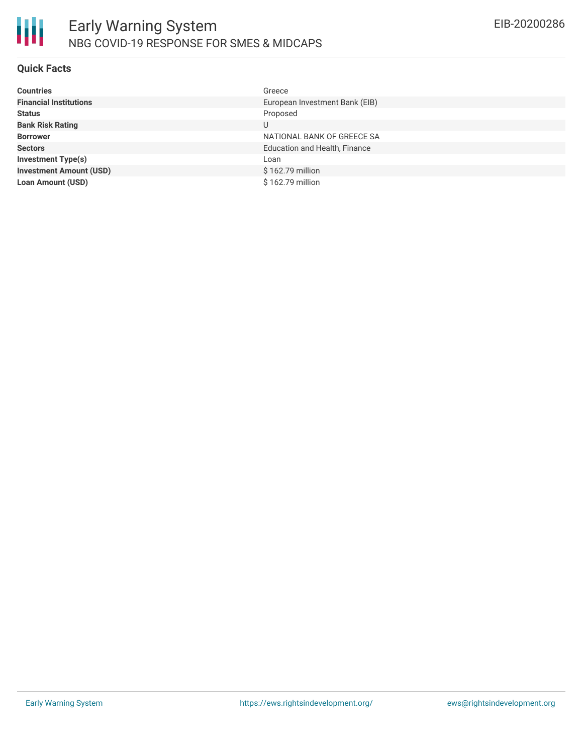## Quick Facts

| | |
|---|---|
| **Countries** | Greece |
| **Financial Institutions** | European Investment Bank (EIB) |
| **Status** | Proposed |
| **Bank Risk Rating** | U |
| **Borrower** | NATIONAL BANK OF GREECE SA |
| **Sectors** | Education and Health, Finance |
| **Investment Type(s)** | Loan |
| **Investment Amount (USD)** | $ 162.79 million |
| **Loan Amount (USD)** | $ 162.79 million |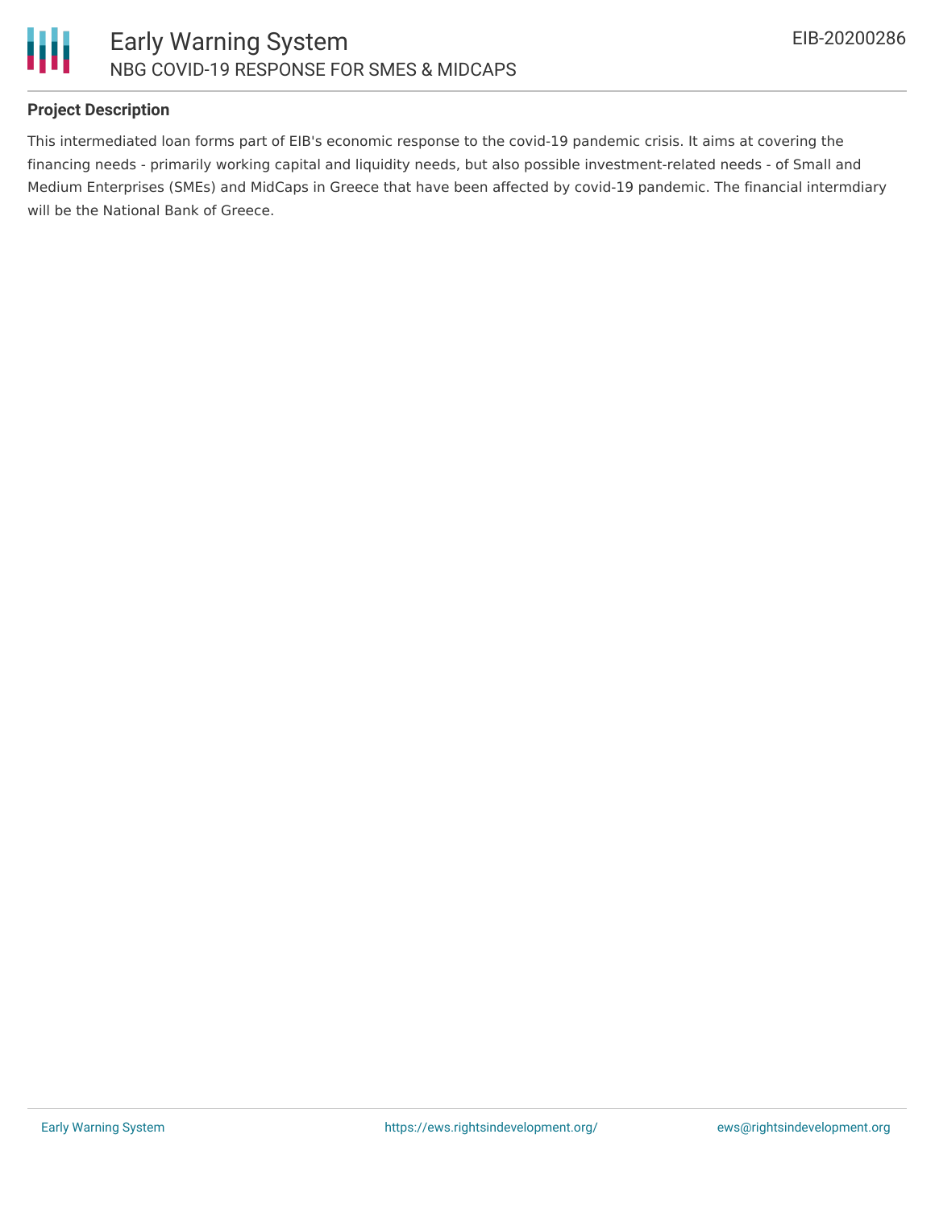## Project Description

This intermediated loan forms part of EIB's economic response to the covid-19 pandemic crisis. It aims at covering the financing needs - primarily working capital and liquidity needs, but also possible investment-related needs - of Small and Medium Enterprises (SMEs) and MidCaps in Greece that have been affected by covid-19 pandemic. The financial intermdiary will be the National Bank of Greece.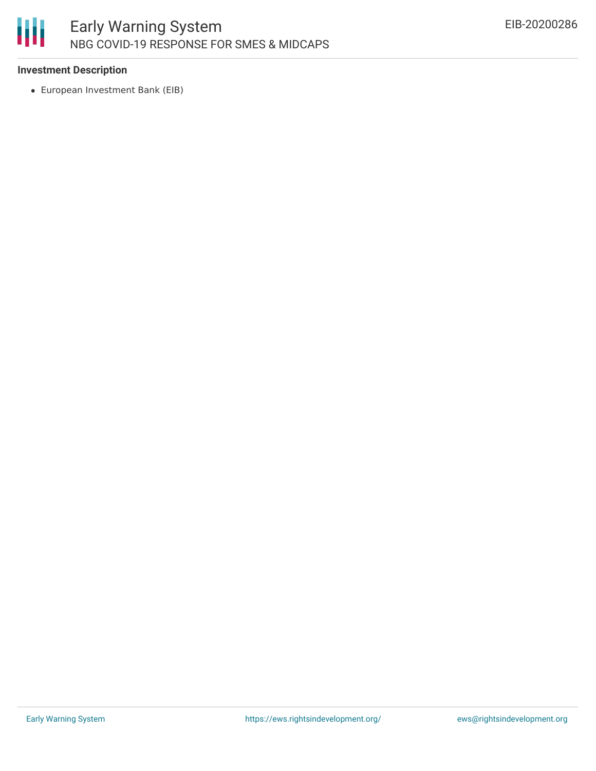### Investment Description

- European Investment Bank (EIB)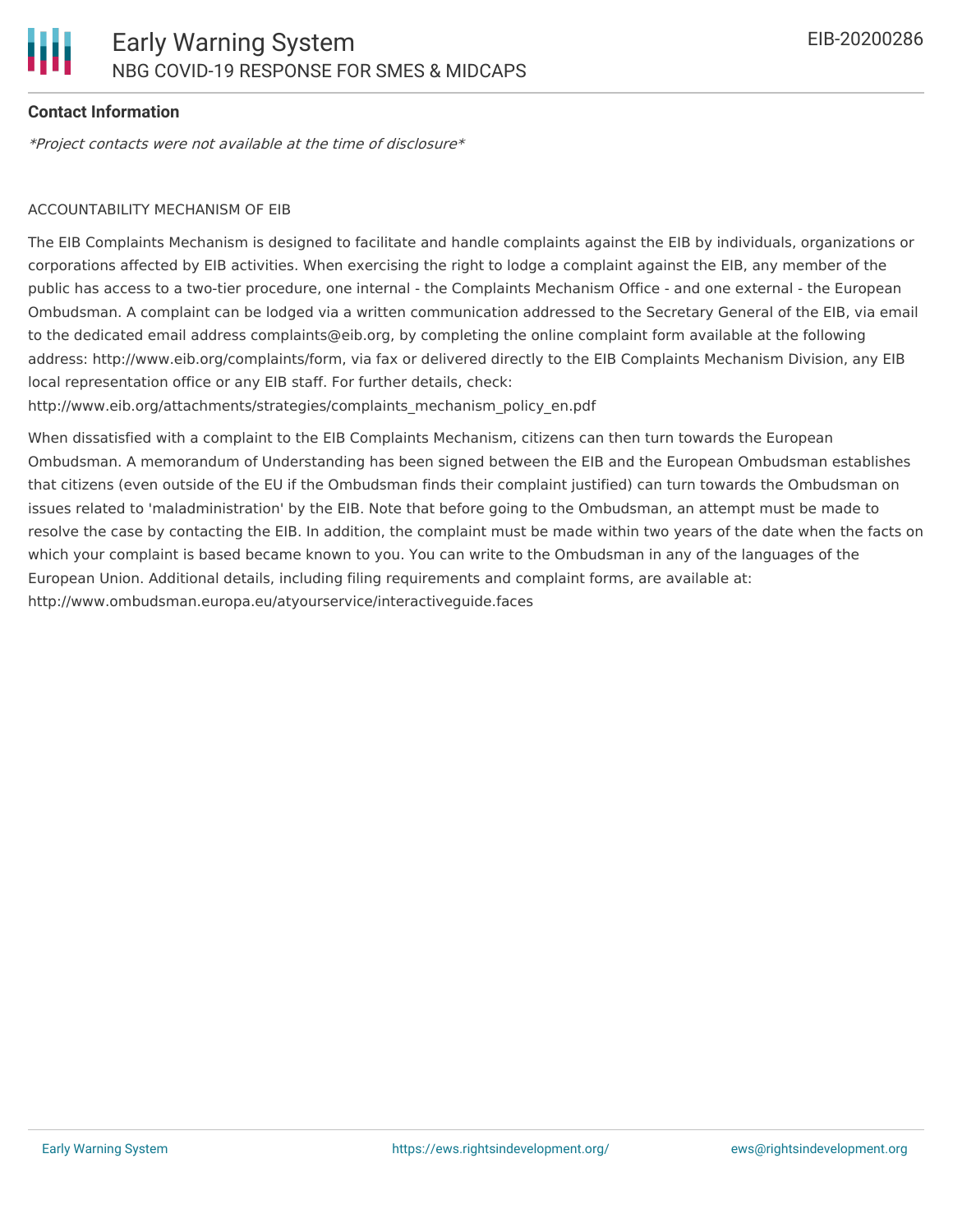**Contact Information**

*Project contacts were not available at the time of disclosure*

ACCOUNTABILITY MECHANISM OF EIB

The EIB Complaints Mechanism is designed to facilitate and handle complaints against the EIB by individuals, organizations or corporations affected by EIB activities. When exercising the right to lodge a complaint against the EIB, any member of the public has access to a two-tier procedure, one internal - the Complaints Mechanism Office - and one external - the European Ombudsman. A complaint can be lodged via a written communication addressed to the Secretary General of the EIB, via email to the dedicated email address complaints@eib.org, by completing the online complaint form available at the following address: http://www.eib.org/complaints/form, via fax or delivered directly to the EIB Complaints Mechanism Division, any EIB local representation office or any EIB staff. For further details, check: http://www.eib.org/attachments/strategies/complaints_mechanism_policy_en.pdf

When dissatisfied with a complaint to the EIB Complaints Mechanism, citizens can then turn towards the European Ombudsman. A memorandum of Understanding has been signed between the EIB and the European Ombudsman establishes that citizens (even outside of the EU if the Ombudsman finds their complaint justified) can turn towards the Ombudsman on issues related to 'maladministration' by the EIB. Note that before going to the Ombudsman, an attempt must be made to resolve the case by contacting the EIB. In addition, the complaint must be made within two years of the date when the facts on which your complaint is based became known to you. You can write to the Ombudsman in any of the languages of the European Union. Additional details, including filing requirements and complaint forms, are available at: http://www.ombudsman.europa.eu/atyourservice/interactiveguide.faces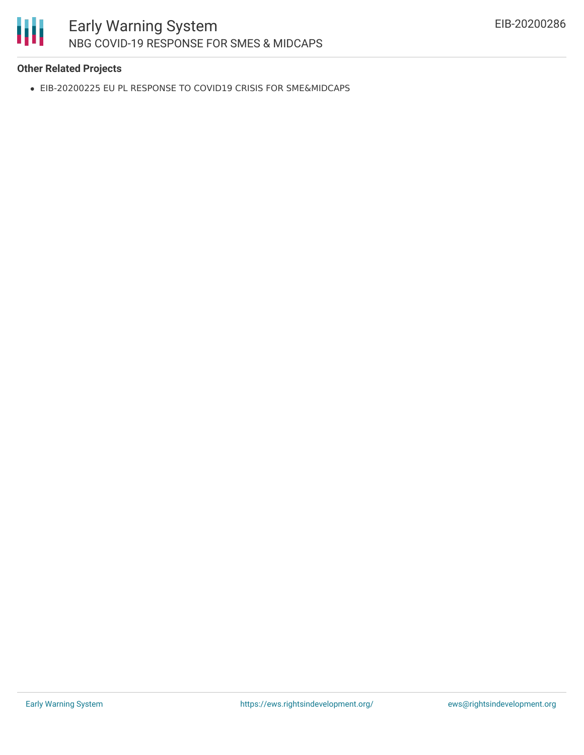**Other Related Projects**

- EIB-20200225 EU PL RESPONSE TO COVID19 CRISIS FOR SME&MIDCAPS